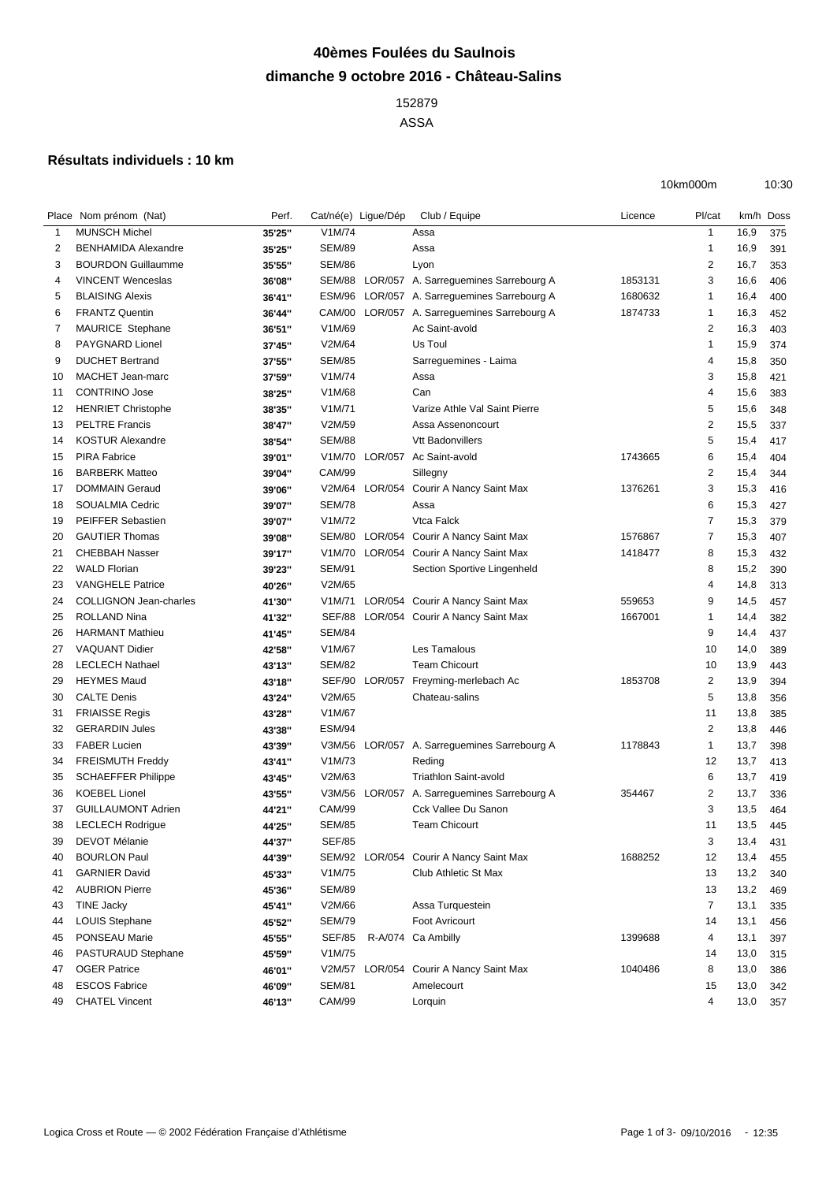# 40èmes Foulées du Saulnois

# dimanche 9 octobre 2016 - Château-Salins

152879

ASSA

### Résultats individuels : 10 km

10km000m 10:30

| Place | Nom prénom (Nat) | Perf. | Cat/né(e) | Ligue/Dép | Club / Equipe | Licence | Pl/cat | km/h | Doss |
|---|---|---|---|---|---|---|---|---|---|
| 1 | MUNSCH Michel | 35'25'' | V1M/74 | | Assa | | 1 | 16,9 | 375 |
| 2 | BENHAMIDA Alexandre | 35'25'' | SEM/89 | | Assa | | 1 | 16,9 | 391 |
| 3 | BOURDON Guillaumme | 35'55'' | SEM/86 | | Lyon | | 2 | 16,7 | 353 |
| 4 | VINCENT Wenceslas | 36'08'' | SEM/88 | LOR/057 | A. Sarreguemines Sarrebourg A | 1853131 | 3 | 16,6 | 406 |
| 5 | BLAISING Alexis | 36'41'' | ESM/96 | LOR/057 | A. Sarreguemines Sarrebourg A | 1680632 | 1 | 16,4 | 400 |
| 6 | FRANTZ Quentin | 36'44'' | CAM/00 | LOR/057 | A. Sarreguemines Sarrebourg A | 1874733 | 1 | 16,3 | 452 |
| 7 | MAURICE Stephane | 36'51'' | V1M/69 | | Ac Saint-avold | | 2 | 16,3 | 403 |
| 8 | PAYGNARD Lionel | 37'45'' | V2M/64 | | Us Toul | | 1 | 15,9 | 374 |
| 9 | DUCHET Bertrand | 37'55'' | SEM/85 | | Sarreguemines - Laima | | 4 | 15,8 | 350 |
| 10 | MACHET Jean-marc | 37'59'' | V1M/74 | | Assa | | 3 | 15,8 | 421 |
| 11 | CONTRINO Jose | 38'25'' | V1M/68 | | Can | | 4 | 15,6 | 383 |
| 12 | HENRIET Christophe | 38'35'' | V1M/71 | | Varize Athle Val Saint Pierre | | 5 | 15,6 | 348 |
| 13 | PELTRE Francis | 38'47'' | V2M/59 | | Assa Assenoncourt | | 2 | 15,5 | 337 |
| 14 | KOSTUR Alexandre | 38'54'' | SEM/88 | | Vtt Badonvillers | | 5 | 15,4 | 417 |
| 15 | PIRA Fabrice | 39'01'' | V1M/70 | LOR/057 | Ac Saint-avold | 1743665 | 6 | 15,4 | 404 |
| 16 | BARBERK Matteo | 39'04'' | CAM/99 | | Sillegny | | 2 | 15,4 | 344 |
| 17 | DOMMAIN Geraud | 39'06'' | V2M/64 | LOR/054 | Courir A Nancy Saint Max | 1376261 | 3 | 15,3 | 416 |
| 18 | SOUALMIA Cedric | 39'07'' | SEM/78 | | Assa | | 6 | 15,3 | 427 |
| 19 | PEIFFER Sebastien | 39'07'' | V1M/72 | | Vtca Falck | | 7 | 15,3 | 379 |
| 20 | GAUTIER Thomas | 39'08'' | SEM/80 | LOR/054 | Courir A Nancy Saint Max | 1576867 | 7 | 15,3 | 407 |
| 21 | CHEBBAH Nasser | 39'17'' | V1M/70 | LOR/054 | Courir A Nancy Saint Max | 1418477 | 8 | 15,3 | 432 |
| 22 | WALD Florian | 39'23'' | SEM/91 | | Section Sportive Lingenheld | | 8 | 15,2 | 390 |
| 23 | VANGHELE Patrice | 40'26'' | V2M/65 | | | | 4 | 14,8 | 313 |
| 24 | COLLIGNON Jean-charles | 41'30'' | V1M/71 | LOR/054 | Courir A Nancy Saint Max | 559653 | 9 | 14,5 | 457 |
| 25 | ROLLAND Nina | 41'32'' | SEF/88 | LOR/054 | Courir A Nancy Saint Max | 1667001 | 1 | 14,4 | 382 |
| 26 | HARMANT Mathieu | 41'45'' | SEM/84 | | | | 9 | 14,4 | 437 |
| 27 | VAQUANT Didier | 42'58'' | V1M/67 | | Les Tamalous | | 10 | 14,0 | 389 |
| 28 | LECLECH Nathael | 43'13'' | SEM/82 | | Team Chicourt | | 10 | 13,9 | 443 |
| 29 | HEYMES Maud | 43'18'' | SEF/90 | LOR/057 | Freyming-merlebach Ac | 1853708 | 2 | 13,9 | 394 |
| 30 | CALTE Denis | 43'24'' | V2M/65 | | Chateau-salins | | 5 | 13,8 | 356 |
| 31 | FRIAISSE Regis | 43'28'' | V1M/67 | | | | 11 | 13,8 | 385 |
| 32 | GERARDIN Jules | 43'38'' | ESM/94 | | | | 2 | 13,8 | 446 |
| 33 | FABER Lucien | 43'39'' | V3M/56 | LOR/057 | A. Sarreguemines Sarrebourg A | 1178843 | 1 | 13,7 | 398 |
| 34 | FREISMUTH Freddy | 43'41'' | V1M/73 | | Reding | | 12 | 13,7 | 413 |
| 35 | SCHAEFFER Philippe | 43'45'' | V2M/63 | | Triathlon Saint-avold | | 6 | 13,7 | 419 |
| 36 | KOEBEL Lionel | 43'55'' | V3M/56 | LOR/057 | A. Sarreguemines Sarrebourg A | 354467 | 2 | 13,7 | 336 |
| 37 | GUILLAUMONT Adrien | 44'21'' | CAM/99 | | Cck Vallee Du Sanon | | 3 | 13,5 | 464 |
| 38 | LECLECH Rodrigue | 44'25'' | SEM/85 | | Team Chicourt | | 11 | 13,5 | 445 |
| 39 | DEVOT Mélanie | 44'37'' | SEF/85 | | | | 3 | 13,4 | 431 |
| 40 | BOURLON Paul | 44'39'' | SEM/92 | LOR/054 | Courir A Nancy Saint Max | 1688252 | 12 | 13,4 | 455 |
| 41 | GARNIER David | 45'33'' | V1M/75 | | Club Athletic St Max | | 13 | 13,2 | 340 |
| 42 | AUBRION Pierre | 45'36'' | SEM/89 | | | | 13 | 13,2 | 469 |
| 43 | TINE Jacky | 45'41'' | V2M/66 | | Assa Turquestein | | 7 | 13,1 | 335 |
| 44 | LOUIS Stephane | 45'52'' | SEM/79 | | Foot Avricourt | | 14 | 13,1 | 456 |
| 45 | PONSEAU Marie | 45'55'' | SEF/85 | R-A/074 | Ca Ambilly | 1399688 | 4 | 13,1 | 397 |
| 46 | PASTURAUD Stephane | 45'59'' | V1M/75 | | | | 14 | 13,0 | 315 |
| 47 | OGER Patrice | 46'01'' | V2M/57 | LOR/054 | Courir A Nancy Saint Max | 1040486 | 8 | 13,0 | 386 |
| 48 | ESCOS Fabrice | 46'09'' | SEM/81 | | Amelecourt | | 15 | 13,0 | 342 |
| 49 | CHATEL Vincent | 46'13'' | CAM/99 | | Lorquin | | 4 | 13,0 | 357 |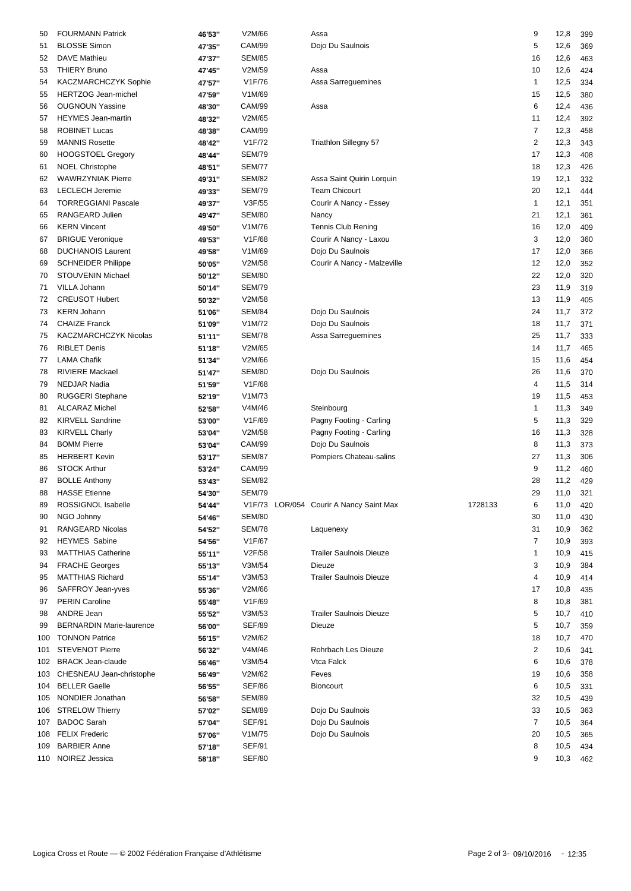| | | | | | | | | | |
|---|---|---|---|---|---|---|---|---|---|
| 50 | FOURMANN Patrick | 46'53'' | V2M/66 | | Assa | | 9 | 12,8 | 399 |
| 51 | BLOSSE Simon | 47'35'' | CAM/99 | | Dojo Du Saulnois | | 5 | 12,6 | 369 |
| 52 | DAVE Mathieu | 47'37'' | SEM/85 | | | | 16 | 12,6 | 463 |
| 53 | THIERY Bruno | 47'45'' | V2M/59 | | Assa | | 10 | 12,6 | 424 |
| 54 | KACZMARCHCZYK Sophie | 47'57'' | V1F/76 | | Assa Sarreguemines | | 1 | 12,5 | 334 |
| 55 | HERTZOG Jean-michel | 47'59'' | V1M/69 | | | | 15 | 12,5 | 380 |
| 56 | OUGNOUN Yassine | 48'30'' | CAM/99 | | Assa | | 6 | 12,4 | 436 |
| 57 | HEYMES Jean-martin | 48'32'' | V2M/65 | | | | 11 | 12,4 | 392 |
| 58 | ROBINET Lucas | 48'38'' | CAM/99 | | | | 7 | 12,3 | 458 |
| 59 | MANNIS Rosette | 48'42'' | V1F/72 | | Triathlon Sillegny 57 | | 2 | 12,3 | 343 |
| 60 | HOOGSTOEL Gregory | 48'44'' | SEM/79 | | | | 17 | 12,3 | 408 |
| 61 | NOEL Christophe | 48'51'' | SEM/77 | | | | 18 | 12,3 | 426 |
| 62 | WAWRZYNIAK Pierre | 49'31'' | SEM/82 | | Assa Saint Quirin Lorquin | | 19 | 12,1 | 332 |
| 63 | LECLECH Jeremie | 49'33'' | SEM/79 | | Team Chicourt | | 20 | 12,1 | 444 |
| 64 | TORREGGIANI Pascale | 49'37'' | V3F/55 | | Courir A Nancy - Essey | | 1 | 12,1 | 351 |
| 65 | RANGEARD Julien | 49'47'' | SEM/80 | | Nancy | | 21 | 12,1 | 361 |
| 66 | KERN Vincent | 49'50'' | V1M/76 | | Tennis Club Rening | | 16 | 12,0 | 409 |
| 67 | BRIGUE Veronique | 49'53'' | V1F/68 | | Courir A Nancy - Laxou | | 3 | 12,0 | 360 |
| 68 | DUCHANOIS Laurent | 49'58'' | V1M/69 | | Dojo Du Saulnois | | 17 | 12,0 | 366 |
| 69 | SCHNEIDER Philippe | 50'05'' | V2M/58 | | Courir A Nancy - Malzeville | | 12 | 12,0 | 352 |
| 70 | STOUVENIN Michael | 50'12'' | SEM/80 | | | | 22 | 12,0 | 320 |
| 71 | VILLA Johann | 50'14'' | SEM/79 | | | | 23 | 11,9 | 319 |
| 72 | CREUSOT Hubert | 50'32'' | V2M/58 | | | | 13 | 11,9 | 405 |
| 73 | KERN Johann | 51'06'' | SEM/84 | | Dojo Du Saulnois | | 24 | 11,7 | 372 |
| 74 | CHAIZE Franck | 51'09'' | V1M/72 | | Dojo Du Saulnois | | 18 | 11,7 | 371 |
| 75 | KACZMARCHCZYK Nicolas | 51'11'' | SEM/78 | | Assa Sarreguemines | | 25 | 11,7 | 333 |
| 76 | RIBLET Denis | 51'18'' | V2M/65 | | | | 14 | 11,7 | 465 |
| 77 | LAMA Chafik | 51'34'' | V2M/66 | | | | 15 | 11,6 | 454 |
| 78 | RIVIERE Mackael | 51'47'' | SEM/80 | | Dojo Du Saulnois | | 26 | 11,6 | 370 |
| 79 | NEDJAR Nadia | 51'59'' | V1F/68 | | | | 4 | 11,5 | 314 |
| 80 | RUGGERI Stephane | 52'19'' | V1M/73 | | | | 19 | 11,5 | 453 |
| 81 | ALCARAZ Michel | 52'58'' | V4M/46 | | Steinbourg | | 1 | 11,3 | 349 |
| 82 | KIRVELL Sandrine | 53'00'' | V1F/69 | | Pagny Footing - Carling | | 5 | 11,3 | 329 |
| 83 | KIRVELL Charly | 53'04'' | V2M/58 | | Pagny Footing - Carling | | 16 | 11,3 | 328 |
| 84 | BOMM Pierre | 53'04'' | CAM/99 | | Dojo Du Saulnois | | 8 | 11,3 | 373 |
| 85 | HERBERT Kevin | 53'17'' | SEM/87 | | Pompiers Chateau-salins | | 27 | 11,3 | 306 |
| 86 | STOCK Arthur | 53'24'' | CAM/99 | | | | 9 | 11,2 | 460 |
| 87 | BOLLE Anthony | 53'43'' | SEM/82 | | | | 28 | 11,2 | 429 |
| 88 | HASSE Etienne | 54'30'' | SEM/79 | | | | 29 | 11,0 | 321 |
| 89 | ROSSIGNOL Isabelle | 54'44'' | V1F/73 | LOR/054 | Courir A Nancy Saint Max | 1728133 | 6 | 11,0 | 420 |
| 90 | NGO Johnny | 54'46'' | SEM/80 | | | | 30 | 11,0 | 430 |
| 91 | RANGEARD Nicolas | 54'52'' | SEM/78 | | Laquenexy | | 31 | 10,9 | 362 |
| 92 | HEYMES Sabine | 54'56'' | V1F/67 | | | | 7 | 10,9 | 393 |
| 93 | MATTHIAS Catherine | 55'11'' | V2F/58 | | Trailer Saulnois Dieuze | | 1 | 10,9 | 415 |
| 94 | FRACHE Georges | 55'13'' | V3M/54 | | Dieuze | | 3 | 10,9 | 384 |
| 95 | MATTHIAS Richard | 55'14'' | V3M/53 | | Trailer Saulnois Dieuze | | 4 | 10,9 | 414 |
| 96 | SAFFROY Jean-yves | 55'36'' | V2M/66 | | | | 17 | 10,8 | 435 |
| 97 | PERIN Caroline | 55'48'' | V1F/69 | | | | 8 | 10,8 | 381 |
| 98 | ANDRE Jean | 55'52'' | V3M/53 | | Trailer Saulnois Dieuze | | 5 | 10,7 | 410 |
| 99 | BERNARDIN Marie-laurence | 56'00'' | SEF/89 | | Dieuze | | 5 | 10,7 | 359 |
| 100 | TONNON Patrice | 56'15'' | V2M/62 | | | | 18 | 10,7 | 470 |
| 101 | STEVENOT Pierre | 56'32'' | V4M/46 | | Rohrbach Les Dieuze | | 2 | 10,6 | 341 |
| 102 | BRACK Jean-claude | 56'46'' | V3M/54 | | Vtca Falck | | 6 | 10,6 | 378 |
| 103 | CHESNEAU Jean-christophe | 56'49'' | V2M/62 | | Feves | | 19 | 10,6 | 358 |
| 104 | BELLER Gaelle | 56'55'' | SEF/86 | | Bioncourt | | 6 | 10,5 | 331 |
| 105 | NONDIER Jonathan | 56'58'' | SEM/89 | | | | 32 | 10,5 | 439 |
| 106 | STRELOW Thierry | 57'02'' | SEM/89 | | Dojo Du Saulnois | | 33 | 10,5 | 363 |
| 107 | BADOC Sarah | 57'04'' | SEF/91 | | Dojo Du Saulnois | | 7 | 10,5 | 364 |
| 108 | FELIX Frederic | 57'06'' | V1M/75 | | Dojo Du Saulnois | | 20 | 10,5 | 365 |
| 109 | BARBIER Anne | 57'18'' | SEF/91 | | | | 8 | 10,5 | 434 |
| 110 | NOIREZ Jessica | 58'18'' | SEF/80 | | | | 9 | 10,3 | 462 |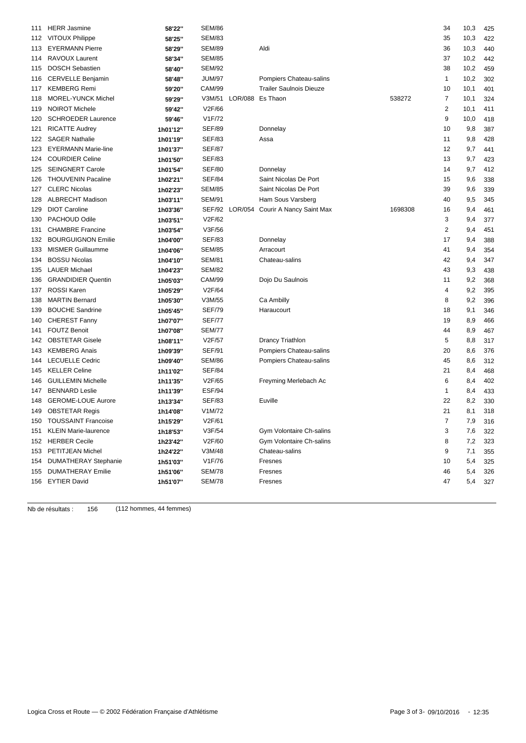| | | | | | | | | | |
|---|---|---|---|---|---|---|---|---|---|
| 111 | HERR Jasmine | 58'22'' | SEM/86 | | | | 34 | 10,3 | 425 |
| 112 | VITOUX Philippe | 58'25'' | SEM/83 | | | | 35 | 10,3 | 422 |
| 113 | EYERMANN Pierre | 58'29'' | SEM/89 | | Aldi | | 36 | 10,3 | 440 |
| 114 | RAVOUX Laurent | 58'34'' | SEM/85 | | | | 37 | 10,2 | 442 |
| 115 | DOSCH Sebastien | 58'40'' | SEM/92 | | | | 38 | 10,2 | 459 |
| 116 | CERVELLE Benjamin | 58'48'' | JUM/97 | | Pompiers Chateau-salins | | 1 | 10,2 | 302 |
| 117 | KEMBERG Remi | 59'20'' | CAM/99 | | Trailer Saulnois Dieuze | | 10 | 10,1 | 401 |
| 118 | MOREL-YUNCK Michel | 59'29'' | V3M/51 | LOR/088 | Es Thaon | 538272 | 7 | 10,1 | 324 |
| 119 | NOIROT Michele | 59'42'' | V2F/66 | | | | 2 | 10,1 | 411 |
| 120 | SCHROEDER Laurence | 59'46'' | V1F/72 | | | | 9 | 10,0 | 418 |
| 121 | RICATTE Audrey | 1h01'12'' | SEF/89 | | Donnelay | | 10 | 9,8 | 387 |
| 122 | SAGER Nathalie | 1h01'19'' | SEF/83 | | Assa | | 11 | 9,8 | 428 |
| 123 | EYERMANN Marie-line | 1h01'37'' | SEF/87 | | | | 12 | 9,7 | 441 |
| 124 | COURDIER Celine | 1h01'50'' | SEF/83 | | | | 13 | 9,7 | 423 |
| 125 | SEINGNERT Carole | 1h01'54'' | SEF/80 | | Donnelay | | 14 | 9,7 | 412 |
| 126 | THOUVENIN Pacaline | 1h02'21'' | SEF/84 | | Saint Nicolas De Port | | 15 | 9,6 | 338 |
| 127 | CLERC Nicolas | 1h02'23'' | SEM/85 | | Saint Nicolas De Port | | 39 | 9,6 | 339 |
| 128 | ALBRECHT Madison | 1h03'11'' | SEM/91 | | Ham Sous Varsberg | | 40 | 9,5 | 345 |
| 129 | DIOT Caroline | 1h03'36'' | SEF/92 | LOR/054 | Courir A Nancy Saint Max | 1698308 | 16 | 9,4 | 461 |
| 130 | PACHOUD Odile | 1h03'51'' | V2F/62 | | | | 3 | 9,4 | 377 |
| 131 | CHAMBRE Francine | 1h03'54'' | V3F/56 | | | | 2 | 9,4 | 451 |
| 132 | BOURGUIGNON Emilie | 1h04'00'' | SEF/83 | | Donnelay | | 17 | 9,4 | 388 |
| 133 | MISMER Guillaumme | 1h04'06'' | SEM/85 | | Arracourt | | 41 | 9,4 | 354 |
| 134 | BOSSU Nicolas | 1h04'10'' | SEM/81 | | Chateau-salins | | 42 | 9,4 | 347 |
| 135 | LAUER Michael | 1h04'23'' | SEM/82 | | | | 43 | 9,3 | 438 |
| 136 | GRANDIDIER Quentin | 1h05'03'' | CAM/99 | | Dojo Du Saulnois | | 11 | 9,2 | 368 |
| 137 | ROSSI Karen | 1h05'29'' | V2F/64 | | | | 4 | 9,2 | 395 |
| 138 | MARTIN Bernard | 1h05'30'' | V3M/55 | | Ca Ambilly | | 8 | 9,2 | 396 |
| 139 | BOUCHE Sandrine | 1h05'45'' | SEF/79 | | Haraucourt | | 18 | 9,1 | 346 |
| 140 | CHEREST Fanny | 1h07'07'' | SEF/77 | | | | 19 | 8,9 | 466 |
| 141 | FOUTZ Benoit | 1h07'08'' | SEM/77 | | | | 44 | 8,9 | 467 |
| 142 | OBSTETAR Gisele | 1h08'11'' | V2F/57 | | Drancy Triathlon | | 5 | 8,8 | 317 |
| 143 | KEMBERG Anais | 1h09'39'' | SEF/91 | | Pompiers Chateau-salins | | 20 | 8,6 | 376 |
| 144 | LECUELLE Cedric | 1h09'40'' | SEM/86 | | Pompiers Chateau-salins | | 45 | 8,6 | 312 |
| 145 | KELLER Celine | 1h11'02'' | SEF/84 | | | | 21 | 8,4 | 468 |
| 146 | GUILLEMIN Michelle | 1h11'35'' | V2F/65 | | Freyming Merlebach Ac | | 6 | 8,4 | 402 |
| 147 | BENNARD Leslie | 1h11'39'' | ESF/94 | | | | 1 | 8,4 | 433 |
| 148 | GEROME-LOUE Aurore | 1h13'34'' | SEF/83 | | Euville | | 22 | 8,2 | 330 |
| 149 | OBSTETAR Regis | 1h14'08'' | V1M/72 | | | | 21 | 8,1 | 318 |
| 150 | TOUSSAINT Francoise | 1h15'29'' | V2F/61 | | | | 7 | 7,9 | 316 |
| 151 | KLEIN Marie-laurence | 1h18'53'' | V3F/54 | | Gym Volontaire Ch-salins | | 3 | 7,6 | 322 |
| 152 | HERBER Cecile | 1h23'42'' | V2F/60 | | Gym Volontaire Ch-salins | | 8 | 7,2 | 323 |
| 153 | PETITJEAN Michel | 1h24'22'' | V3M/48 | | Chateau-salins | | 9 | 7,1 | 355 |
| 154 | DUMATHERAY Stephanie | 1h51'03'' | V1F/76 | | Fresnes | | 10 | 5,4 | 325 |
| 155 | DUMATHERAY Emilie | 1h51'06'' | SEM/78 | | Fresnes | | 46 | 5,4 | 326 |
| 156 | EYTIER David | 1h51'07'' | SEM/78 | | Fresnes | | 47 | 5,4 | 327 |

Nb de résultats : 156 (112 hommes, 44 femmes)

Logica Cross et Route — © 2002 Fédération Française d'Athlétisme